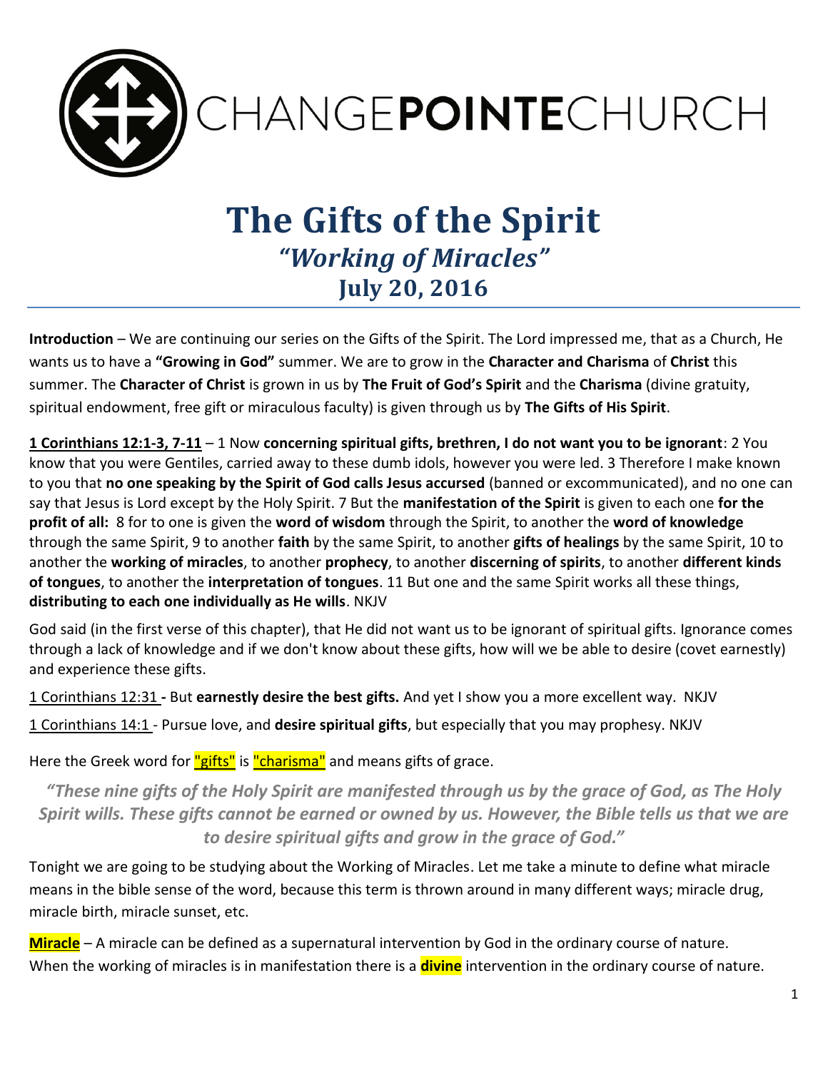CHANGE**POINTE**CHURCH

# The Gifts of the Spirit

## *"Working of Miracles"*

## July 20, 2016

**Introduction** – We are continuing our series on the Gifts of the Spirit. The Lord impressed me, that as a Church, He wants us to have a **"Growing in God"** summer. We are to grow in the **Character and Charisma** of **Christ** this summer. The **Character of Christ** is grown in us by **The Fruit of God's Spirit** and the **Charisma** (divine gratuity, spiritual endowment, free gift or miraculous faculty) is given through us by **The Gifts of His Spirit**.

**1 Corinthians 12:1-3, 7-11** – 1 Now **concerning spiritual gifts, brethren, I do not want you to be ignorant**: 2 You know that you were Gentiles, carried away to these dumb idols, however you were led. 3 Therefore I make known to you that **no one speaking by the Spirit of God calls Jesus accursed** (banned or excommunicated), and no one can say that Jesus is Lord except by the Holy Spirit. 7 But the **manifestation of the Spirit** is given to each one **for the profit of all:** 8 for to one is given the **word of wisdom** through the Spirit, to another the **word of knowledge** through the same Spirit, 9 to another **faith** by the same Spirit, to another **gifts of healings** by the same Spirit, 10 to another the **working of miracles**, to another **prophecy**, to another **discerning of spirits**, to another **different kinds of tongues**, to another the **interpretation of tongues**. 11 But one and the same Spirit works all these things, **distributing to each one individually as He wills**. NKJV

God said (in the first verse of this chapter), that He did not want us to be ignorant of spiritual gifts. Ignorance comes through a lack of knowledge and if we don't know about these gifts, how will we be able to desire (covet earnestly) and experience these gifts.

1 Corinthians 12:31 **-** But **earnestly desire the best gifts.** And yet I show you a more excellent way. NKJV

1 Corinthians 14:1 - Pursue love, and **desire spiritual gifts**, but especially that you may prophesy. NKJV

Here the Greek word for "gifts" is "charisma" and means gifts of grace.

*"These nine gifts of the Holy Spirit are manifested through us by the grace of God, as The Holy Spirit wills. These gifts cannot be earned or owned by us. However, the Bible tells us that we are to desire spiritual gifts and grow in the grace of God."*

Tonight we are going to be studying about the Working of Miracles. Let me take a minute to define what miracle means in the bible sense of the word, because this term is thrown around in many different ways; miracle drug, miracle birth, miracle sunset, etc.

**Miracle** – A miracle can be defined as a supernatural intervention by God in the ordinary course of nature. When the working of miracles is in manifestation there is a **divine** intervention in the ordinary course of nature.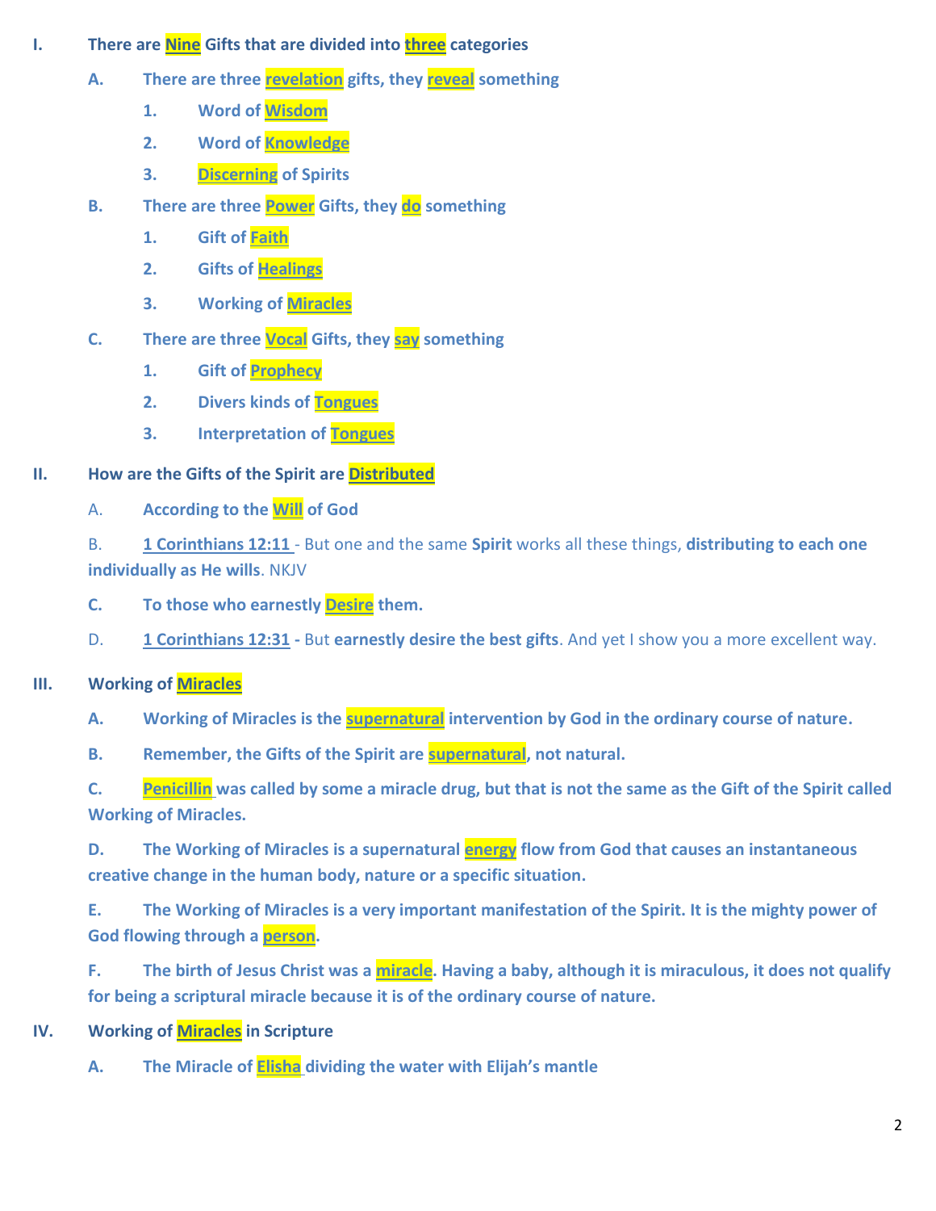I. **There are <u>Nine</u> Gifts that are divided into <u>three</u> categories**

   A. **There are three <u>revelation</u> gifts, they <u>reveal</u> something**

      1. **Word of <u>Wisdom</u>**
      2. **Word of <u>Knowledge</u>**
      3. **<u>Discerning</u> of Spirits**

   B. **There are three <u>Power</u> Gifts, they <u>do</u> something**

      1. **Gift of <u>Faith</u>**
      2. **Gifts of <u>Healings</u>**
      3. **Working of <u>Miracles</u>**

   C. **There are three <u>Vocal</u> Gifts, they <u>say</u> something**

      1. **Gift of <u>Prophecy</u>**
      2. **Divers kinds of <u>Tongues</u>**
      3. **Interpretation of <u>Tongues</u>**

II. **How are the Gifts of the Spirit are <u>Distributed</u>**

   A. **According to the <u>Will</u> of God**

   B. **<u>1 Corinthians 12:11</u>** - But one and the same **Spirit** works all these things, **distributing to each one individually as He wills**. NKJV

   C. **To those who earnestly <u>Desire</u> them.**

   D. **<u>1 Corinthians 12:31</u> -** But **earnestly desire the best gifts**. And yet I show you a more excellent way.

III. **Working of <u>Miracles</u>**

   A. **Working of Miracles is the <u>supernatural</u> intervention by God in the ordinary course of nature.**

   B. **Remember, the Gifts of the Spirit are <u>supernatural</u>, not natural.**

   C. **<u>Penicillin</u> was called by some a miracle drug, but that is not the same as the Gift of the Spirit called Working of Miracles.**

   D. **The Working of Miracles is a supernatural <u>energy</u> flow from God that causes an instantaneous creative change in the human body, nature or a specific situation.**

   E. **The Working of Miracles is a very important manifestation of the Spirit. It is the mighty power of God flowing through a <u>person</u>.**

   F. **The birth of Jesus Christ was a <u>miracle</u>. Having a baby, although it is miraculous, it does not qualify for being a scriptural miracle because it is of the ordinary course of nature.**

IV. **Working of <u>Miracles</u> in Scripture**

   A. **The Miracle of <u>Elisha</u> dividing the water with Elijah's mantle**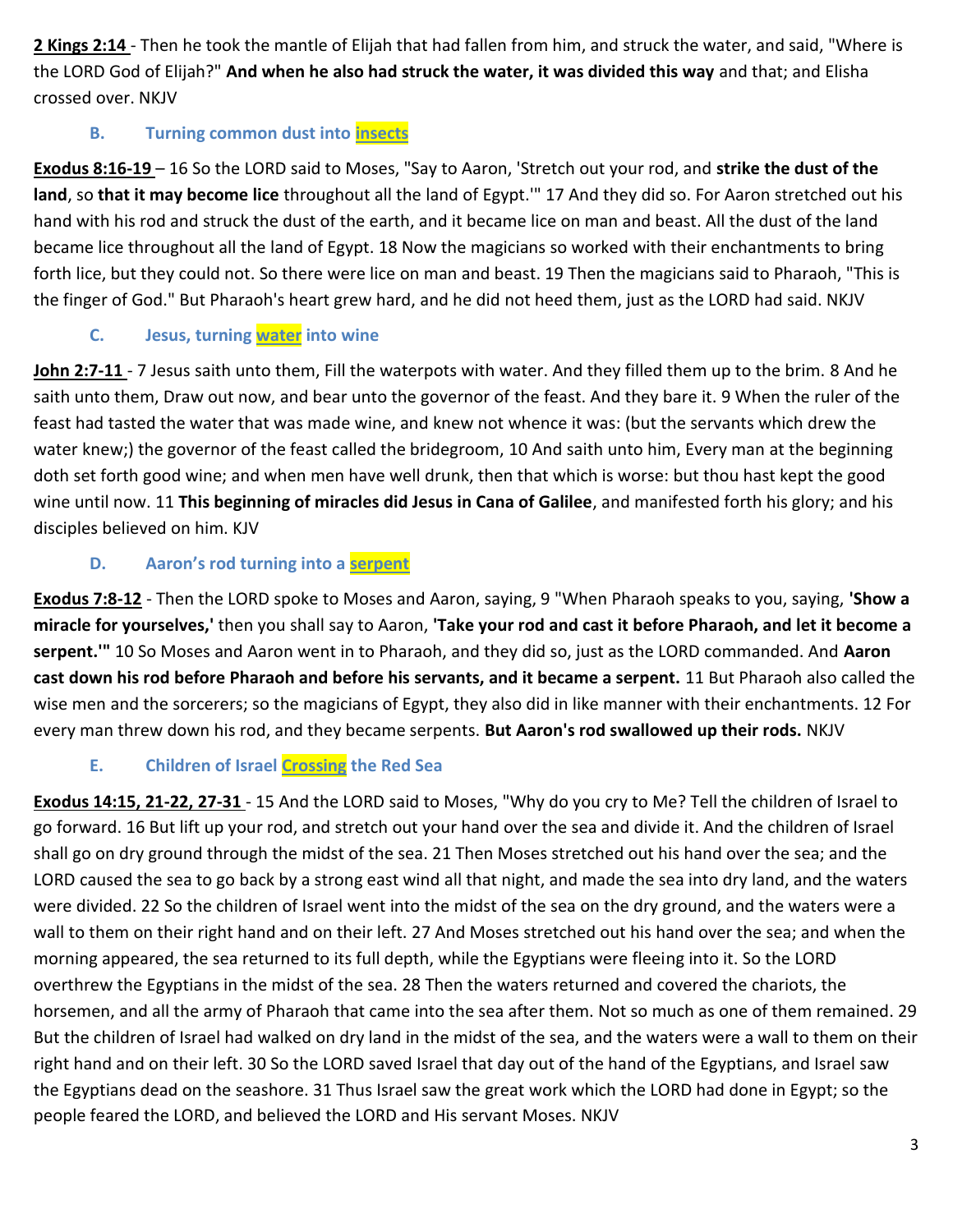**2 Kings 2:14** - Then he took the mantle of Elijah that had fallen from him, and struck the water, and said, "Where is the LORD God of Elijah?" **And when he also had struck the water, it was divided this way** and that; and Elisha crossed over. NKJV

### B. Turning common dust into insects

**Exodus 8:16-19** – 16 So the LORD said to Moses, "Say to Aaron, 'Stretch out your rod, and **strike the dust of the land**, so **that it may become lice** throughout all the land of Egypt.'" 17 And they did so. For Aaron stretched out his hand with his rod and struck the dust of the earth, and it became lice on man and beast. All the dust of the land became lice throughout all the land of Egypt. 18 Now the magicians so worked with their enchantments to bring forth lice, but they could not. So there were lice on man and beast. 19 Then the magicians said to Pharaoh, "This is the finger of God." But Pharaoh's heart grew hard, and he did not heed them, just as the LORD had said. NKJV

### C. Jesus, turning water into wine

**John 2:7-11** - 7 Jesus saith unto them, Fill the waterpots with water. And they filled them up to the brim. 8 And he saith unto them, Draw out now, and bear unto the governor of the feast. And they bare it. 9 When the ruler of the feast had tasted the water that was made wine, and knew not whence it was: (but the servants which drew the water knew;) the governor of the feast called the bridegroom, 10 And saith unto him, Every man at the beginning doth set forth good wine; and when men have well drunk, then that which is worse: but thou hast kept the good wine until now. 11 **This beginning of miracles did Jesus in Cana of Galilee**, and manifested forth his glory; and his disciples believed on him. KJV

### D. Aaron's rod turning into a serpent

**Exodus 7:8-12** - Then the LORD spoke to Moses and Aaron, saying, 9 "When Pharaoh speaks to you, saying, **'Show a miracle for yourselves,'** then you shall say to Aaron, **'Take your rod and cast it before Pharaoh, and let it become a serpent.'"** 10 So Moses and Aaron went in to Pharaoh, and they did so, just as the LORD commanded. And **Aaron cast down his rod before Pharaoh and before his servants, and it became a serpent.** 11 But Pharaoh also called the wise men and the sorcerers; so the magicians of Egypt, they also did in like manner with their enchantments. 12 For every man threw down his rod, and they became serpents. **But Aaron's rod swallowed up their rods.** NKJV

### E. Children of Israel Crossing the Red Sea

**Exodus 14:15, 21-22, 27-31** - 15 And the LORD said to Moses, "Why do you cry to Me? Tell the children of Israel to go forward. 16 But lift up your rod, and stretch out your hand over the sea and divide it. And the children of Israel shall go on dry ground through the midst of the sea. 21 Then Moses stretched out his hand over the sea; and the LORD caused the sea to go back by a strong east wind all that night, and made the sea into dry land, and the waters were divided. 22 So the children of Israel went into the midst of the sea on the dry ground, and the waters were a wall to them on their right hand and on their left. 27 And Moses stretched out his hand over the sea; and when the morning appeared, the sea returned to its full depth, while the Egyptians were fleeing into it. So the LORD overthrew the Egyptians in the midst of the sea. 28 Then the waters returned and covered the chariots, the horsemen, and all the army of Pharaoh that came into the sea after them. Not so much as one of them remained. 29 But the children of Israel had walked on dry land in the midst of the sea, and the waters were a wall to them on their right hand and on their left. 30 So the LORD saved Israel that day out of the hand of the Egyptians, and Israel saw the Egyptians dead on the seashore. 31 Thus Israel saw the great work which the LORD had done in Egypt; so the people feared the LORD, and believed the LORD and His servant Moses. NKJV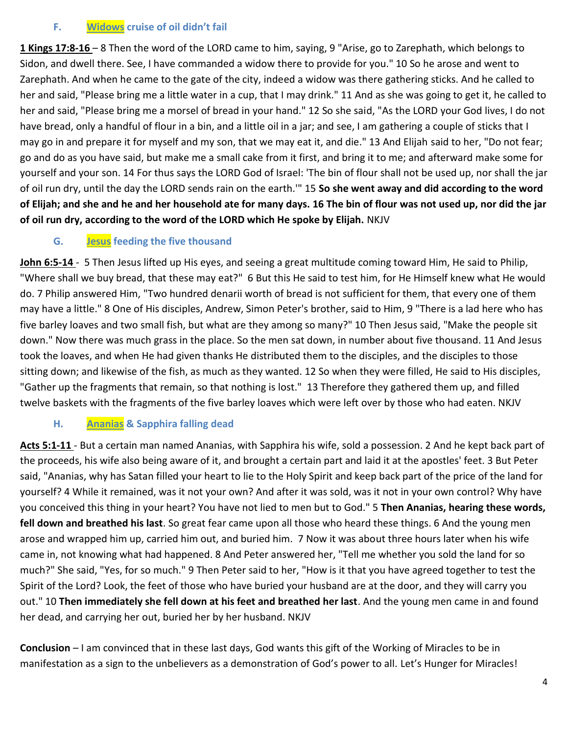### F. Widows cruise of oil didn't fail

**1 Kings 17:8-16** – 8 Then the word of the LORD came to him, saying, 9 "Arise, go to Zarephath, which belongs to Sidon, and dwell there. See, I have commanded a widow there to provide for you." 10 So he arose and went to Zarephath. And when he came to the gate of the city, indeed a widow was there gathering sticks. And he called to her and said, "Please bring me a little water in a cup, that I may drink." 11 And as she was going to get it, he called to her and said, "Please bring me a morsel of bread in your hand." 12 So she said, "As the LORD your God lives, I do not have bread, only a handful of flour in a bin, and a little oil in a jar; and see, I am gathering a couple of sticks that I may go in and prepare it for myself and my son, that we may eat it, and die." 13 And Elijah said to her, "Do not fear; go and do as you have said, but make me a small cake from it first, and bring it to me; and afterward make some for yourself and your son. 14 For thus says the LORD God of Israel: 'The bin of flour shall not be used up, nor shall the jar of oil run dry, until the day the LORD sends rain on the earth.'" 15 **So she went away and did according to the word of Elijah; and she and he and her household ate for many days. 16 The bin of flour was not used up, nor did the jar of oil run dry, according to the word of the LORD which He spoke by Elijah.** NKJV

### G. Jesus feeding the five thousand

**John 6:5-14** - 5 Then Jesus lifted up His eyes, and seeing a great multitude coming toward Him, He said to Philip, "Where shall we buy bread, that these may eat?" 6 But this He said to test him, for He Himself knew what He would do. 7 Philip answered Him, "Two hundred denarii worth of bread is not sufficient for them, that every one of them may have a little." 8 One of His disciples, Andrew, Simon Peter's brother, said to Him, 9 "There is a lad here who has five barley loaves and two small fish, but what are they among so many?" 10 Then Jesus said, "Make the people sit down." Now there was much grass in the place. So the men sat down, in number about five thousand. 11 And Jesus took the loaves, and when He had given thanks He distributed them to the disciples, and the disciples to those sitting down; and likewise of the fish, as much as they wanted. 12 So when they were filled, He said to His disciples, "Gather up the fragments that remain, so that nothing is lost." 13 Therefore they gathered them up, and filled twelve baskets with the fragments of the five barley loaves which were left over by those who had eaten. NKJV

### H. Ananias & Sapphira falling dead

**Acts 5:1-11** - But a certain man named Ananias, with Sapphira his wife, sold a possession. 2 And he kept back part of the proceeds, his wife also being aware of it, and brought a certain part and laid it at the apostles' feet. 3 But Peter said, "Ananias, why has Satan filled your heart to lie to the Holy Spirit and keep back part of the price of the land for yourself? 4 While it remained, was it not your own? And after it was sold, was it not in your own control? Why have you conceived this thing in your heart? You have not lied to men but to God." 5 **Then Ananias, hearing these words, fell down and breathed his last**. So great fear came upon all those who heard these things. 6 And the young men arose and wrapped him up, carried him out, and buried him. 7 Now it was about three hours later when his wife came in, not knowing what had happened. 8 And Peter answered her, "Tell me whether you sold the land for so much?" She said, "Yes, for so much." 9 Then Peter said to her, "How is it that you have agreed together to test the Spirit of the Lord? Look, the feet of those who have buried your husband are at the door, and they will carry you out." 10 **Then immediately she fell down at his feet and breathed her last**. And the young men came in and found her dead, and carrying her out, buried her by her husband. NKJV

**Conclusion** – I am convinced that in these last days, God wants this gift of the Working of Miracles to be in manifestation as a sign to the unbelievers as a demonstration of God's power to all. Let's Hunger for Miracles!